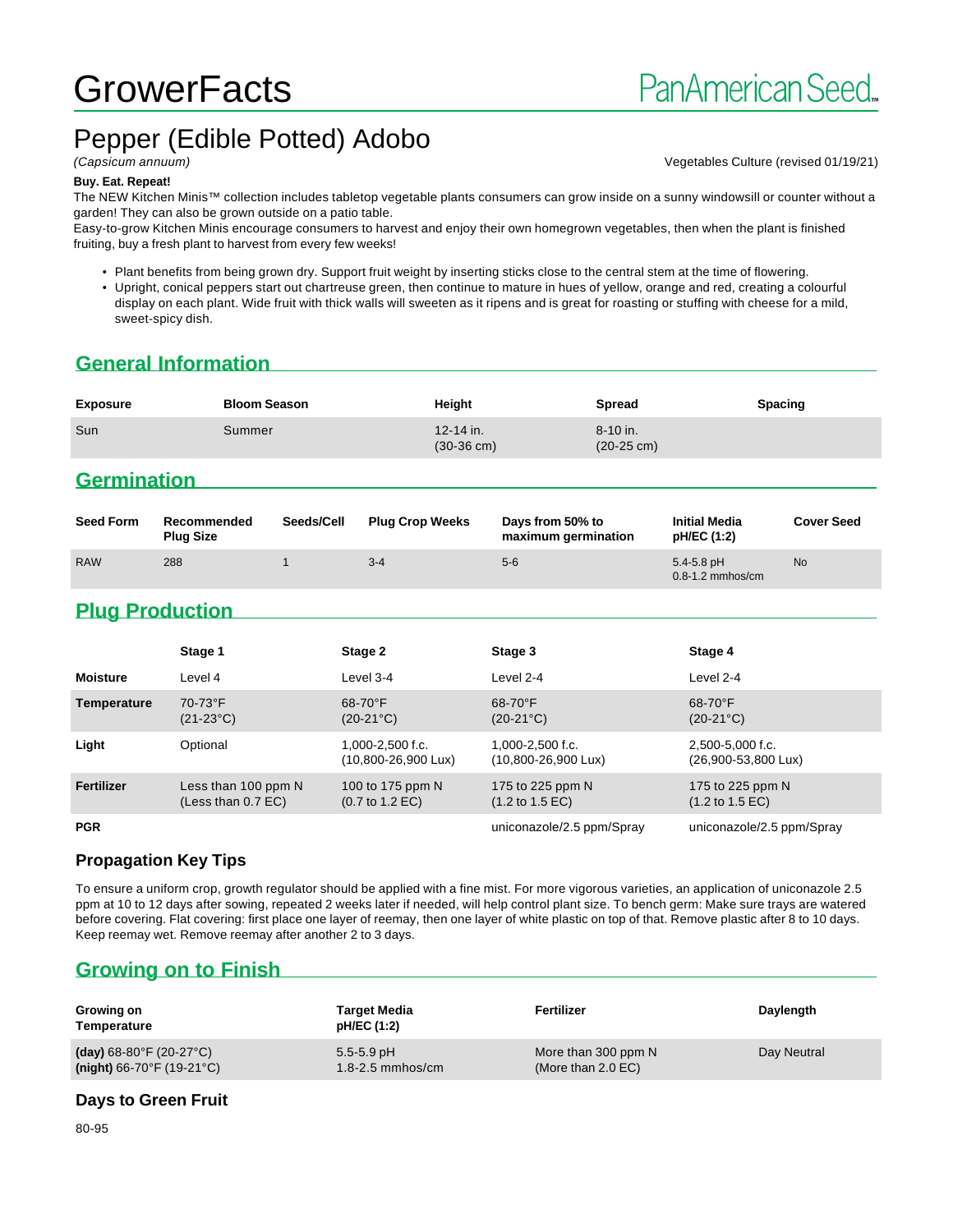# GrowerFacts

PanAmerican Seed

# Pepper (Edible Potted) Adobo

*(Capsicum annuum)*

Vegetables Culture (revised 01/19/21)

**Buy. Eat. Repeat!**

The NEW Kitchen Minis™ collection includes tabletop vegetable plants consumers can grow inside on a sunny windowsill or counter without a garden! They can also be grown outside on a patio table.

Easy-to-grow Kitchen Minis encourage consumers to harvest and enjoy their own homegrown vegetables, then when the plant is finished fruiting, buy a fresh plant to harvest from every few weeks!

- Plant benefits from being grown dry. Support fruit weight by inserting sticks close to the central stem at the time of flowering.
- Upright, conical peppers start out chartreuse green, then continue to mature in hues of yellow, orange and red, creating a colourful display on each plant. Wide fruit with thick walls will sweeten as it ripens and is great for roasting or stuffing with cheese for a mild, sweet-spicy dish.

## General Information

| Exposure | Bloom Season | Height | Spread | Spacing |
|---|---|---|---|---|
| Sun | Summer | 12-14 in. (30-36 cm) | 8-10 in. (20-25 cm) | |

## Germination

| Seed Form | Recommended Plug Size | Seeds/Cell | Plug Crop Weeks | Days from 50% to maximum germination | Initial Media pH/EC (1:2) | Cover Seed |
|---|---|---|---|---|---|---|
| RAW | 288 | 1 | 3-4 | 5-6 | 5.4-5.8 pH 0.8-1.2 mmhos/cm | No |

## Plug Production

| | Stage 1 | Stage 2 | Stage 3 | Stage 4 |
|---|---|---|---|---|
| **Moisture** | Level 4 | Level 3-4 | Level 2-4 | Level 2-4 |
| **Temperature** | 70-73°F (21-23°C) | 68-70°F (20-21°C) | 68-70°F (20-21°C) | 68-70°F (20-21°C) |
| **Light** | Optional | 1,000-2,500 f.c. (10,800-26,900 Lux) | 1,000-2,500 f.c. (10,800-26,900 Lux) | 2,500-5,000 f.c. (26,900-53,800 Lux) |
| **Fertilizer** | Less than 100 ppm N (Less than 0.7 EC) | 100 to 175 ppm N (0.7 to 1.2 EC) | 175 to 225 ppm N (1.2 to 1.5 EC) | 175 to 225 ppm N (1.2 to 1.5 EC) |
| **PGR** | | | uniconazole/2.5 ppm/Spray | uniconazole/2.5 ppm/Spray |

### Propagation Key Tips

To ensure a uniform crop, growth regulator should be applied with a fine mist. For more vigorous varieties, an application of uniconazole 2.5 ppm at 10 to 12 days after sowing, repeated 2 weeks later if needed, will help control plant size. To bench germ: Make sure trays are watered before covering. Flat covering: first place one layer of reemay, then one layer of white plastic on top of that. Remove plastic after 8 to 10 days. Keep reemay wet. Remove reemay after another 2 to 3 days.

## Growing on to Finish

| Growing on Temperature | Target Media pH/EC (1:2) | Fertilizer | Daylength |
|---|---|---|---|
| **(day)** 68-80°F (20-27°C) **(night)** 66-70°F (19-21°C) | 5.5-5.9 pH 1.8-2.5 mmhos/cm | More than 300 ppm N (More than 2.0 EC) | Day Neutral |

### Days to Green Fruit

80-95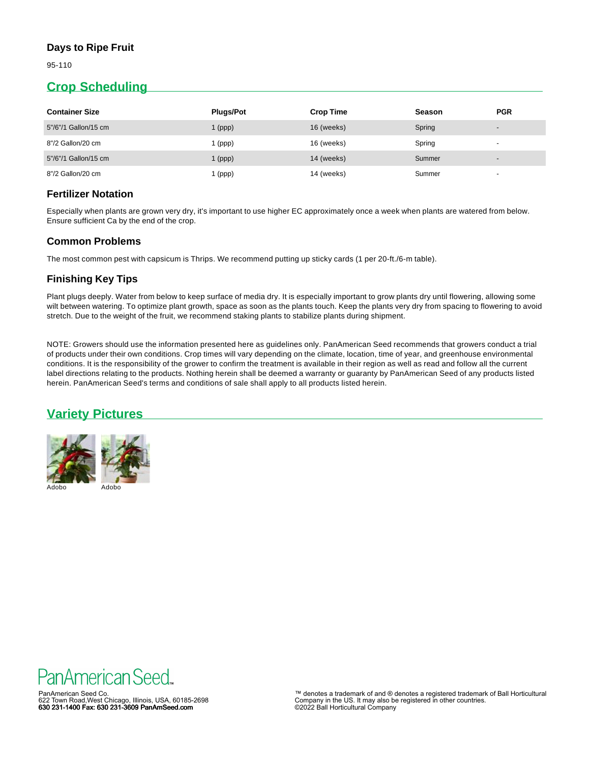### Days to Ripe Fruit

95-110

## Crop Scheduling

| Container Size | Plugs/Pot | Crop Time | Season | PGR |
|---|---|---|---|---|
| 5"/6"/1 Gallon/15 cm | 1 (ppp) | 16 (weeks) | Spring | - |
| 8"/2 Gallon/20 cm | 1 (ppp) | 16 (weeks) | Spring | - |
| 5"/6"/1 Gallon/15 cm | 1 (ppp) | 14 (weeks) | Summer | - |
| 8"/2 Gallon/20 cm | 1 (ppp) | 14 (weeks) | Summer | - |

### Fertilizer Notation

Especially when plants are grown very dry, it's important to use higher EC approximately once a week when plants are watered from below. Ensure sufficient Ca by the end of the crop.

### Common Problems

The most common pest with capsicum is Thrips. We recommend putting up sticky cards (1 per 20-ft./6-m table).

### Finishing Key Tips

Plant plugs deeply. Water from below to keep surface of media dry. It is especially important to grow plants dry until flowering, allowing some wilt between watering. To optimize plant growth, space as soon as the plants touch. Keep the plants very dry from spacing to flowering to avoid stretch. Due to the weight of the fruit, we recommend staking plants to stabilize plants during shipment.

NOTE: Growers should use the information presented here as guidelines only. PanAmerican Seed recommends that growers conduct a trial of products under their own conditions. Crop times will vary depending on the climate, location, time of year, and greenhouse environmental conditions. It is the responsibility of the grower to confirm the treatment is available in their region as well as read and follow all the current label directions relating to the products. Nothing herein shall be deemed a warranty or guaranty by PanAmerican Seed of any products listed herein. PanAmerican Seed's terms and conditions of sale shall apply to all products listed herein.

## Variety Pictures

Adobo

Adobo

PanAmerican Seed Co.
622 Town Road,West Chicago, Illinois, USA, 60185-2698
630 231-1400 Fax: 630 231-3609 PanAmSeed.com

™ denotes a trademark of and ® denotes a registered trademark of Ball Horticultural Company in the US. It may also be registered in other countries.
©2022 Ball Horticultural Company